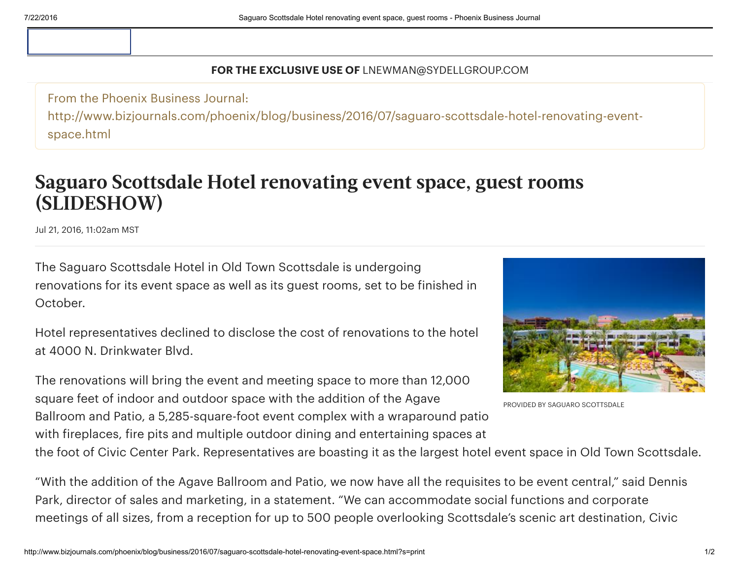**FOR THE EXCLUSIVE USE OF** LNEWMAN@SYDELLGROUP.COM

From the Phoenix Business Journal:
http://www.bizjournals.com/phoenix/blog/business/2016/07/saguaro-scottsdale-hotel-renovating-event-space.html

# Saguaro Scottsdale Hotel renovating event space, guest rooms (SLIDESHOW)

Jul 21, 2016, 11:02am MST

The Saguaro Scottsdale Hotel in Old Town Scottsdale is undergoing renovations for its event space as well as its guest rooms, set to be finished in October.

PROVIDED BY SAGUARO SCOTTSDALE

Hotel representatives declined to disclose the cost of renovations to the hotel at 4000 N. Drinkwater Blvd.

The renovations will bring the event and meeting space to more than 12,000 square feet of indoor and outdoor space with the addition of the Agave Ballroom and Patio, a 5,285-square-foot event complex with a wraparound patio with fireplaces, fire pits and multiple outdoor dining and entertaining spaces at the foot of Civic Center Park. Representatives are boasting it as the largest hotel event space in Old Town Scottsdale.

"With the addition of the Agave Ballroom and Patio, we now have all the requisites to be event central," said Dennis Park, director of sales and marketing, in a statement. "We can accommodate social functions and corporate meetings of all sizes, from a reception for up to 500 people overlooking Scottsdale's scenic art destination, Civic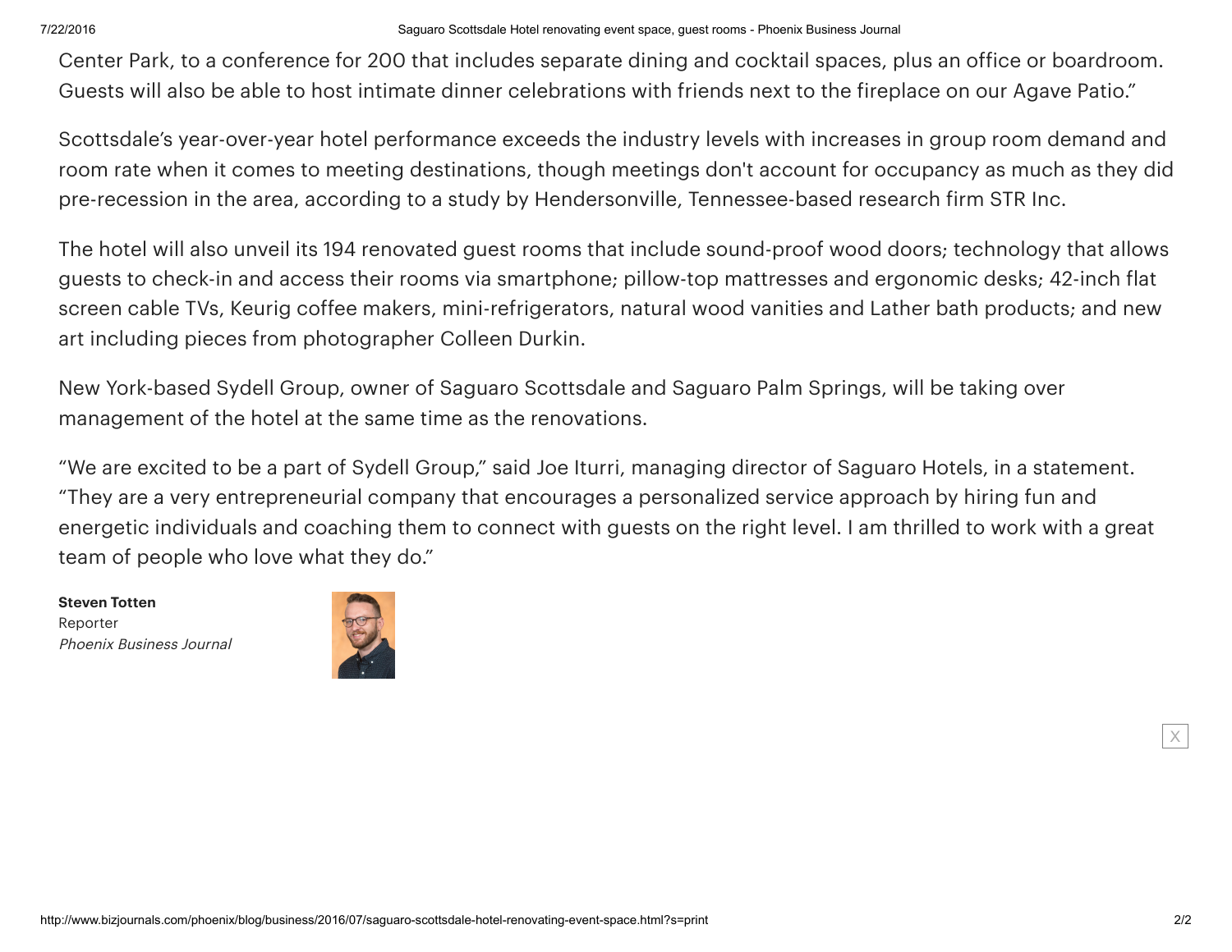Center Park, to a conference for 200 that includes separate dining and cocktail spaces, plus an office or boardroom. Guests will also be able to host intimate dinner celebrations with friends next to the fireplace on our Agave Patio."

Scottsdale's year-over-year hotel performance exceeds the industry levels with increases in group room demand and room rate when it comes to meeting destinations, though meetings don't account for occupancy as much as they did pre-recession in the area, according to a study by Hendersonville, Tennessee-based research firm STR Inc.

The hotel will also unveil its 194 renovated guest rooms that include sound-proof wood doors; technology that allows guests to check-in and access their rooms via smartphone; pillow-top mattresses and ergonomic desks; 42-inch flat screen cable TVs, Keurig coffee makers, mini-refrigerators, natural wood vanities and Lather bath products; and new art including pieces from photographer Colleen Durkin.

New York-based Sydell Group, owner of Saguaro Scottsdale and Saguaro Palm Springs, will be taking over management of the hotel at the same time as the renovations.

"We are excited to be a part of Sydell Group," said Joe Iturri, managing director of Saguaro Hotels, in a statement. "They are a very entrepreneurial company that encourages a personalized service approach by hiring fun and energetic individuals and coaching them to connect with guests on the right level. I am thrilled to work with a great team of people who love what they do."

**Steven Totten**
Reporter
*Phoenix Business Journal*